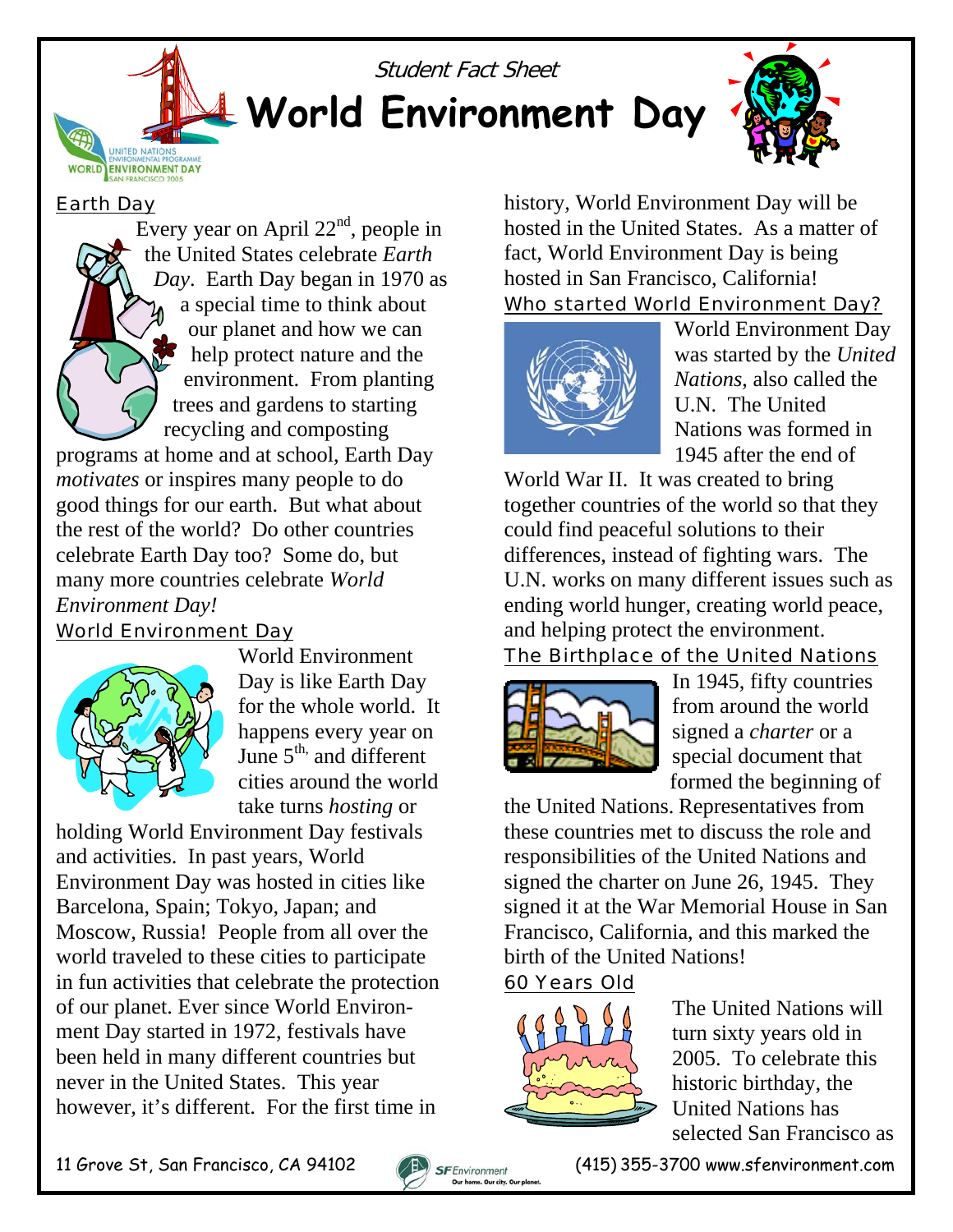Student Fact Sheet

# World Environment Day

## Earth Day

Every year on April 22nd, people in the United States celebrate *Earth Day*. Earth Day began in 1970 as a special time to think about our planet and how we can help protect nature and the environment. From planting trees and gardens to starting recycling and composting programs at home and at school, Earth Day *motivates* or inspires many people to do good things for our earth. But what about the rest of the world? Do other countries celebrate Earth Day too? Some do, but many more countries celebrate *World Environment Day!*

## World Environment Day

World Environment Day is like Earth Day for the whole world. It happens every year on June 5th, and different cities around the world take turns *hosting* or holding World Environment Day festivals and activities. In past years, World Environment Day was hosted in cities like Barcelona, Spain; Tokyo, Japan; and Moscow, Russia! People from all over the world traveled to these cities to participate in fun activities that celebrate the protection of our planet. Ever since World Environment Day started in 1972, festivals have been held in many different countries but never in the United States. This year however, it's different. For the first time in history, World Environment Day will be hosted in the United States. As a matter of fact, World Environment Day is being hosted in San Francisco, California!

## Who started World Environment Day?

World Environment Day was started by the *United Nations*, also called the U.N. The United Nations was formed in 1945 after the end of World War II. It was created to bring together countries of the world so that they could find peaceful solutions to their differences, instead of fighting wars. The U.N. works on many different issues such as ending world hunger, creating world peace, and helping protect the environment.

## The Birthplace of the United Nations

In 1945, fifty countries from around the world signed a *charter* or a special document that formed the beginning of the United Nations. Representatives from these countries met to discuss the role and responsibilities of the United Nations and signed the charter on June 26, 1945. They signed it at the War Memorial House in San Francisco, California, and this marked the birth of the United Nations!

## 60 Years Old

The United Nations will turn sixty years old in 2005. To celebrate this historic birthday, the United Nations has selected San Francisco as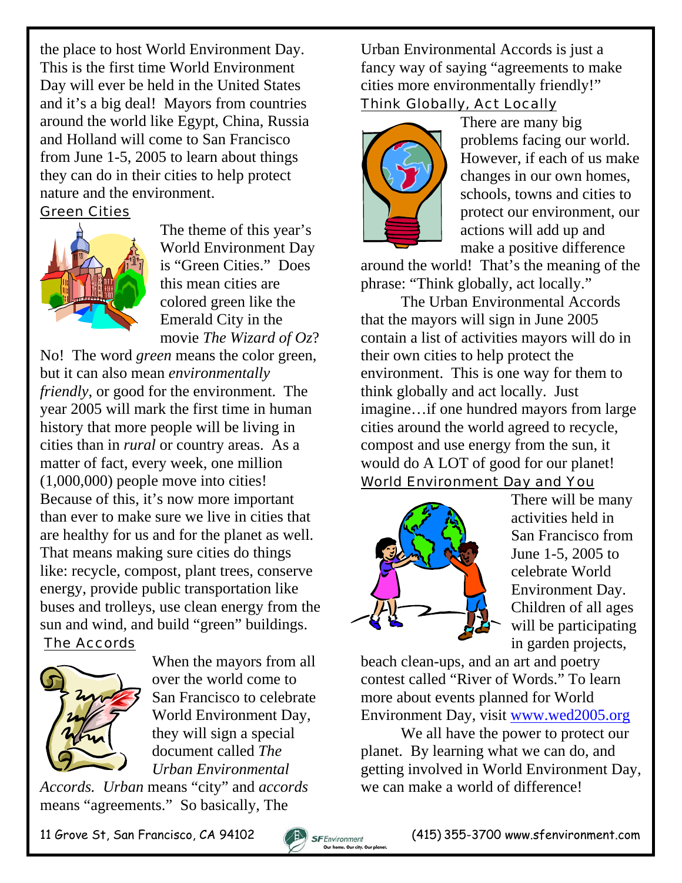the place to host World Environment Day. This is the first time World Environment Day will ever be held in the United States and it's a big deal! Mayors from countries around the world like Egypt, China, Russia and Holland will come to San Francisco from June 1-5, 2005 to learn about things they can do in their cities to help protect nature and the environment.

## Green Cities

The theme of this year's World Environment Day is "Green Cities." Does this mean cities are colored green like the Emerald City in the movie *The Wizard of Oz*? No! The word *green* means the color green, but it can also mean *environmentally friendly*, or good for the environment. The year 2005 will mark the first time in human history that more people will be living in cities than in *rural* or country areas. As a matter of fact, every week, one million (1,000,000) people move into cities! Because of this, it's now more important than ever to make sure we live in cities that are healthy for us and for the planet as well. That means making sure cities do things like: recycle, compost, plant trees, conserve energy, provide public transportation like buses and trolleys, use clean energy from the sun and wind, and build "green" buildings.

## The Accords

When the mayors from all over the world come to San Francisco to celebrate World Environment Day, they will sign a special document called *The Urban Environmental Accords. Urban* means "city" and *accords* means "agreements." So basically, The Urban Environmental Accords is just a fancy way of saying "agreements to make cities more environmentally friendly!"

## Think Globally, Act Locally

There are many big problems facing our world. However, if each of us make changes in our own homes, schools, towns and cities to protect our environment, our actions will add up and make a positive difference around the world! That's the meaning of the phrase: "Think globally, act locally."

The Urban Environmental Accords that the mayors will sign in June 2005 contain a list of activities mayors will do in their own cities to help protect the environment. This is one way for them to think globally and act locally. Just imagine…if one hundred mayors from large cities around the world agreed to recycle, compost and use energy from the sun, it would do A LOT of good for our planet!

## World Environment Day and You

There will be many activities held in San Francisco from June 1-5, 2005 to celebrate World Environment Day. Children of all ages will be participating in garden projects, beach clean-ups, and an art and poetry contest called "River of Words." To learn more about events planned for World Environment Day, visit www.wed2005.org

We all have the power to protect our planet. By learning what we can do, and getting involved in World Environment Day, we can make a world of difference!

11 Grove St, San Francisco, CA 94102 SF Environment Our home. Our city. Our planet. (415) 355-3700 www.sfenvironment.com